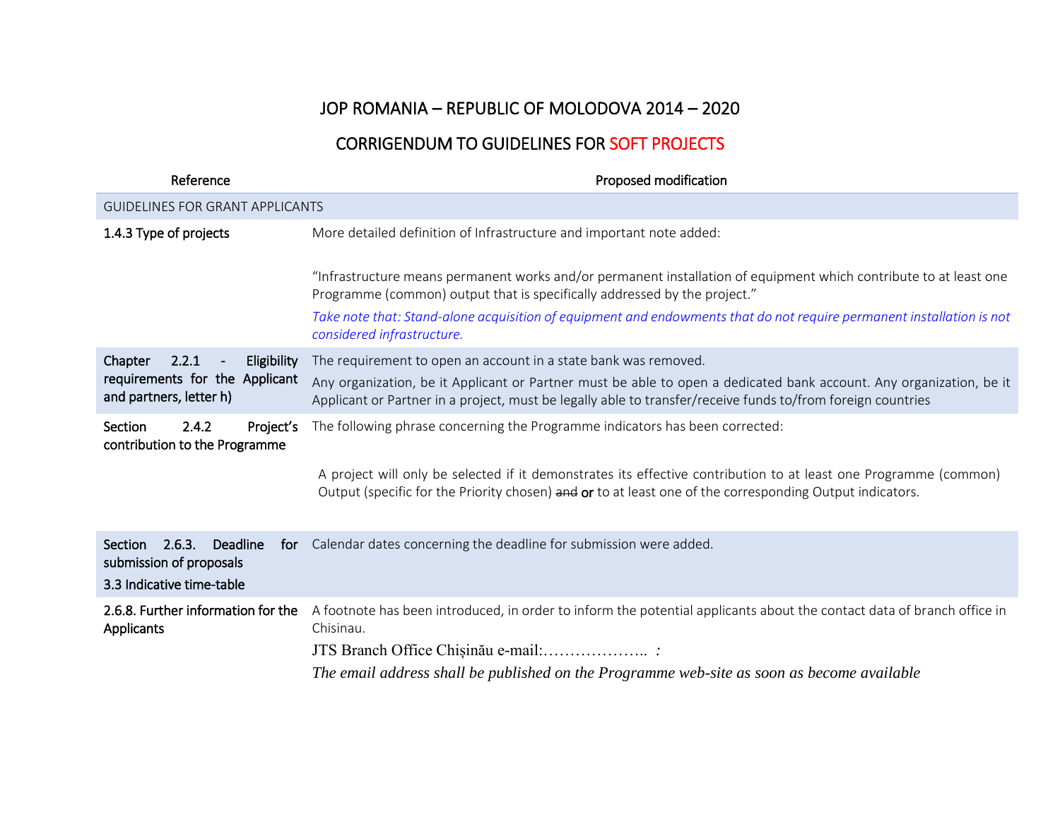# JOP ROMANIA – REPUBLIC OF MOLODOVA 2014 – 2020

## CORRIGENDUM TO GUIDELINES FOR SOFT PROJECTS

| Reference | Proposed modification |
|---|---|
| GUIDELINES FOR GRANT APPLICANTS | |
| **1.4.3 Type of projects** | More detailed definition of Infrastructure and important note added:<br><br>“Infrastructure means permanent works and/or permanent installation of equipment which contribute to at least one Programme (common) output that is specifically addressed by the project.”<br><br>*Take note that: Stand-alone acquisition of equipment and endowments that do not require permanent installation is not considered infrastructure.* |
| **Chapter 2.2.1 - Eligibility requirements for the Applicant and partners, letter h)** | The requirement to open an account in a state bank was removed.<br><br>Any organization, be it Applicant or Partner must be able to open a dedicated bank account. Any organization, be it Applicant or Partner in a project, must be legally able to transfer/receive funds to/from foreign countries |
| **Section 2.4.2 Project's contribution to the Programme** | The following phrase concerning the Programme indicators has been corrected:<br><br>A project will only be selected if it demonstrates its effective contribution to at least one Programme (common) Output (specific for the Priority chosen) ~~and~~ **or** to at least one of the corresponding Output indicators. |
| **Section 2.6.3. Deadline for submission of proposals**<br><br>**3.3 Indicative time-table** | Calendar dates concerning the deadline for submission were added. |
| **2.6.8. Further information for the Applicants** | A footnote has been introduced, in order to inform the potential applicants about the contact data of branch office in Chisinau.<br><br>JTS Branch Office Chișinău e-mail:……………….. *:*<br><br>*The email address shall be published on the Programme web-site as soon as become available* |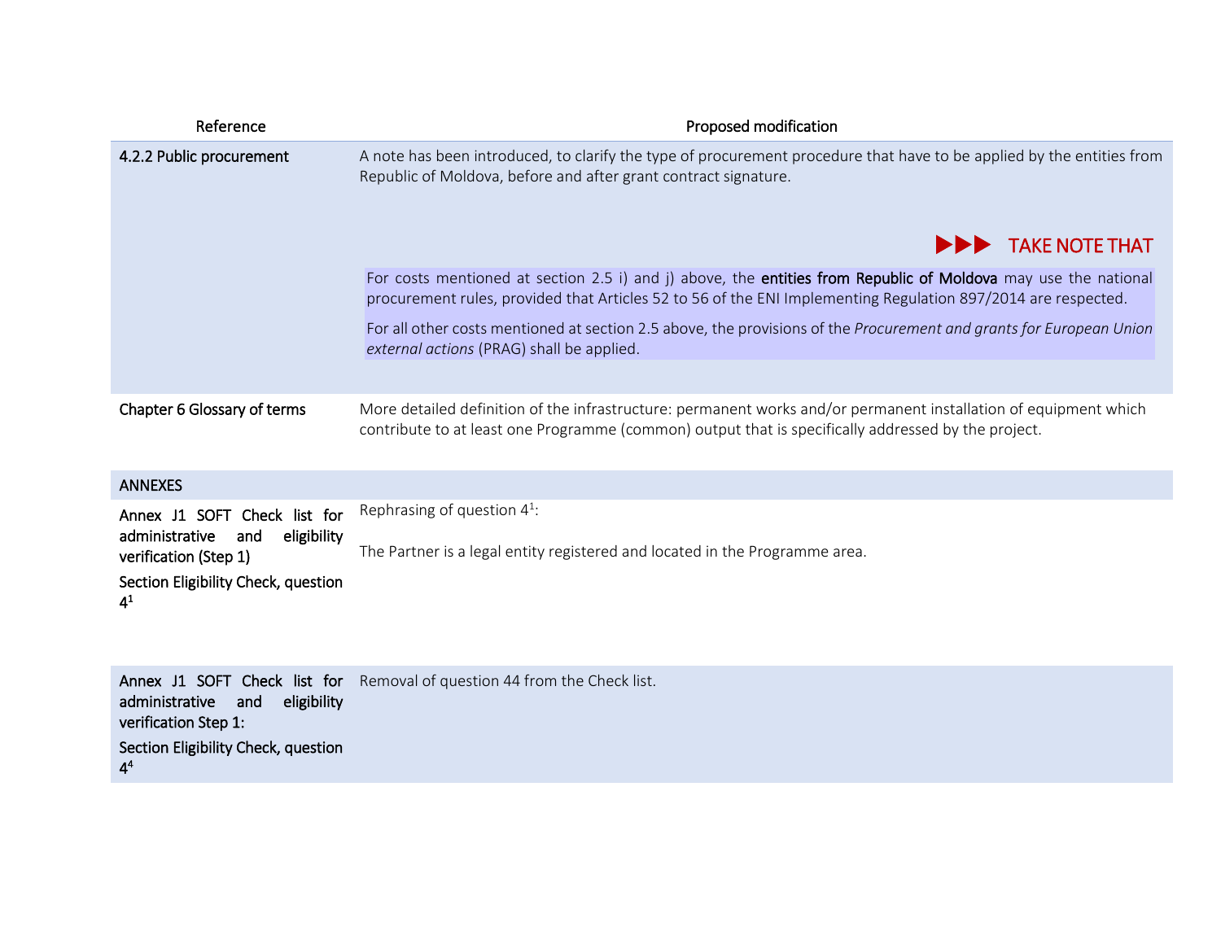| Reference | Proposed modification |
|---|---|
| **4.2.2 Public procurement** | A note has been introduced, to clarify the type of procurement procedure that have to be applied by the entities from Republic of Moldova, before and after grant contract signature.<br><br>▶▶▶ TAKE NOTE THAT<br><br>For costs mentioned at section 2.5 i) and j) above, the **entities from Republic of Moldova** may use the national procurement rules, provided that Articles 52 to 56 of the ENI Implementing Regulation 897/2014 are respected.<br><br>For all other costs mentioned at section 2.5 above, the provisions of the *Procurement and grants for European Union external actions* (PRAG) shall be applied. |
| **Chapter 6 Glossary of terms** | More detailed definition of the infrastructure: permanent works and/or permanent installation of equipment which contribute to at least one Programme (common) output that is specifically addressed by the project. |
| ANNEXES | |
| **Annex J1 SOFT Check list for administrative and eligibility verification (Step 1)**<br><br>**Section Eligibility Check, question 4[1]** | Rephrasing of question 4[1]:<br><br>The Partner is a legal entity registered and located in the Programme area. |
| **Annex J1 SOFT Check list for administrative and eligibility verification Step 1:**<br><br>**Section Eligibility Check, question 4[4]** | Removal of question 44 from the Check list. |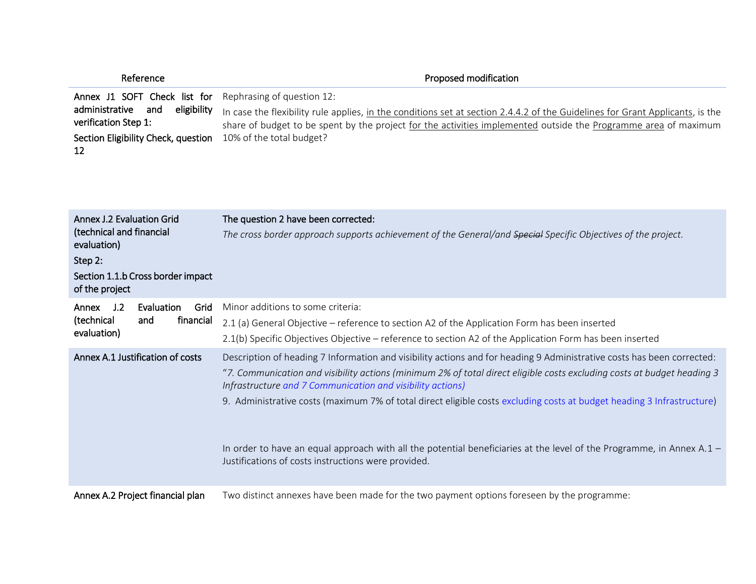| Reference | Proposed modification |
| --- | --- |
| Annex J1 SOFT Check list for administrative and eligibility verification Step 1:<br>Section Eligibility Check, question 12 | Rephrasing of question 12:<br>In case the flexibility rule applies, <u>in the conditions set at section 2.4.4.2 of the Guidelines for Grant Applicants</u>, is the share of budget to be spent by the project <u>for the activities implemented</u> outside the <u>Programme area</u> of maximum 10% of the total budget? |
| Annex J.2 Evaluation Grid (technical and financial evaluation)<br>Step 2:<br>Section 1.1.b Cross border impact of the project | The question 2 have been corrected:<br>*The cross border approach supports achievement of the General/and ~~Special~~ Specific Objectives of the project.* |
| Annex J.2 Evaluation Grid (technical and financial evaluation) | Minor additions to some criteria:<br>2.1 (a) General Objective – reference to section A2 of the Application Form has been inserted<br>2.1(b) Specific Objectives Objective – reference to section A2 of the Application Form has been inserted |
| Annex A.1 Justification of costs | Description of heading 7 Information and visibility actions and for heading 9 Administrative costs has been corrected:<br>"*7. Communication and visibility actions (minimum 2% of total direct eligible costs excluding costs at budget heading 3 Infrastructure and 7 Communication and visibility actions)*<br>9. Administrative costs (maximum 7% of total direct eligible costs excluding costs at budget heading 3 Infrastructure)<br><br>In order to have an equal approach with all the potential beneficiaries at the level of the Programme, in Annex A.1 – Justifications of costs instructions were provided. |
| Annex A.2 Project financial plan | Two distinct annexes have been made for the two payment options foreseen by the programme: |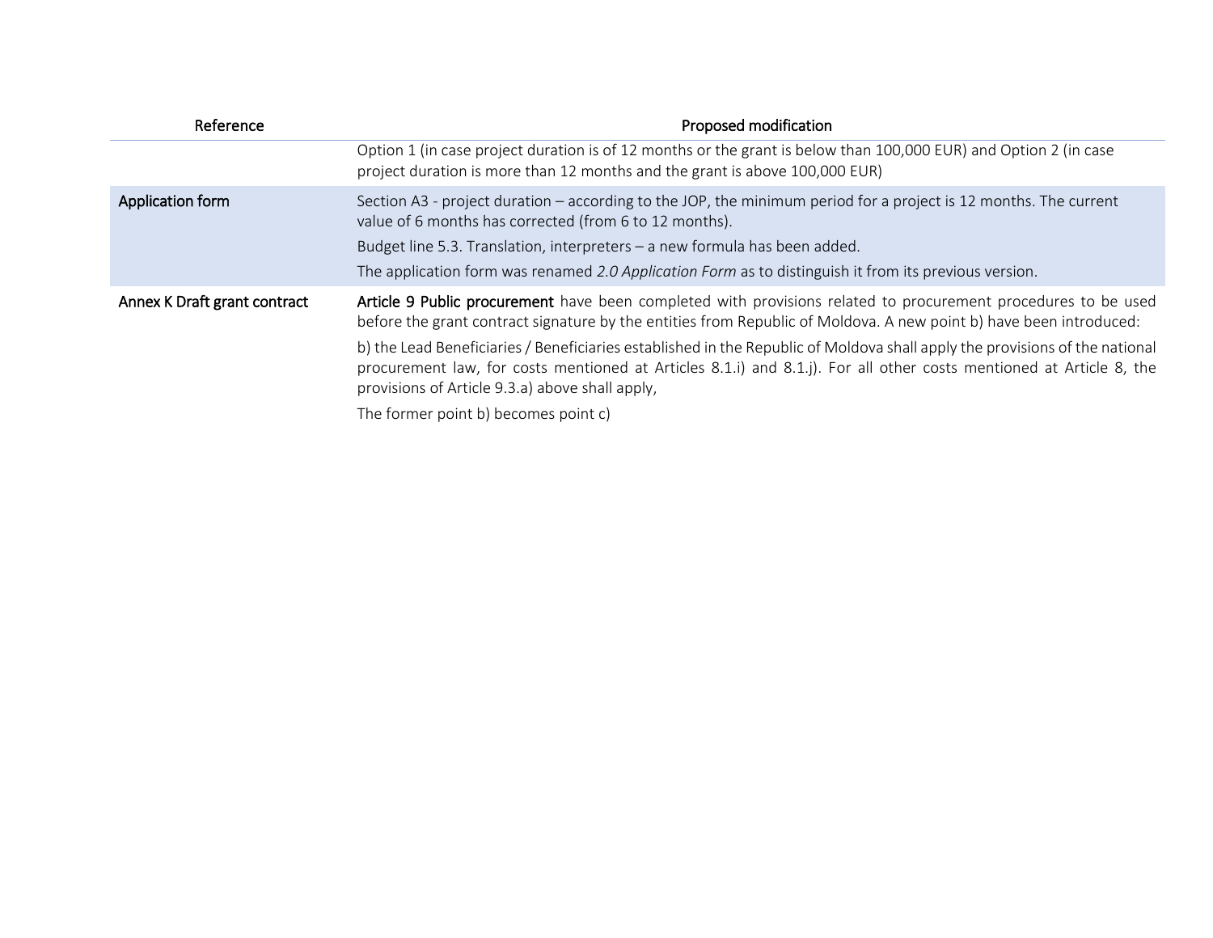| Reference | Proposed modification |
|---|---|
| | Option 1 (in case project duration is of 12 months or the grant is below than 100,000 EUR) and Option 2 (in case project duration is more than 12 months and the grant is above 100,000 EUR) |
| **Application form** | Section A3 - project duration – according to the JOP, the minimum period for a project is 12 months. The current value of 6 months has corrected (from 6 to 12 months).<br>Budget line 5.3. Translation, interpreters – a new formula has been added.<br>The application form was renamed *2.0 Application Form* as to distinguish it from its previous version. |
| **Annex K Draft grant contract** | **Article 9 Public procurement** have been completed with provisions related to procurement procedures to be used before the grant contract signature by the entities from Republic of Moldova. A new point b) have been introduced:<br>b) the Lead Beneficiaries / Beneficiaries established in the Republic of Moldova shall apply the provisions of the national procurement law, for costs mentioned at Articles 8.1.i) and 8.1.j). For all other costs mentioned at Article 8, the provisions of Article 9.3.a) above shall apply,<br>The former point b) becomes point c) |